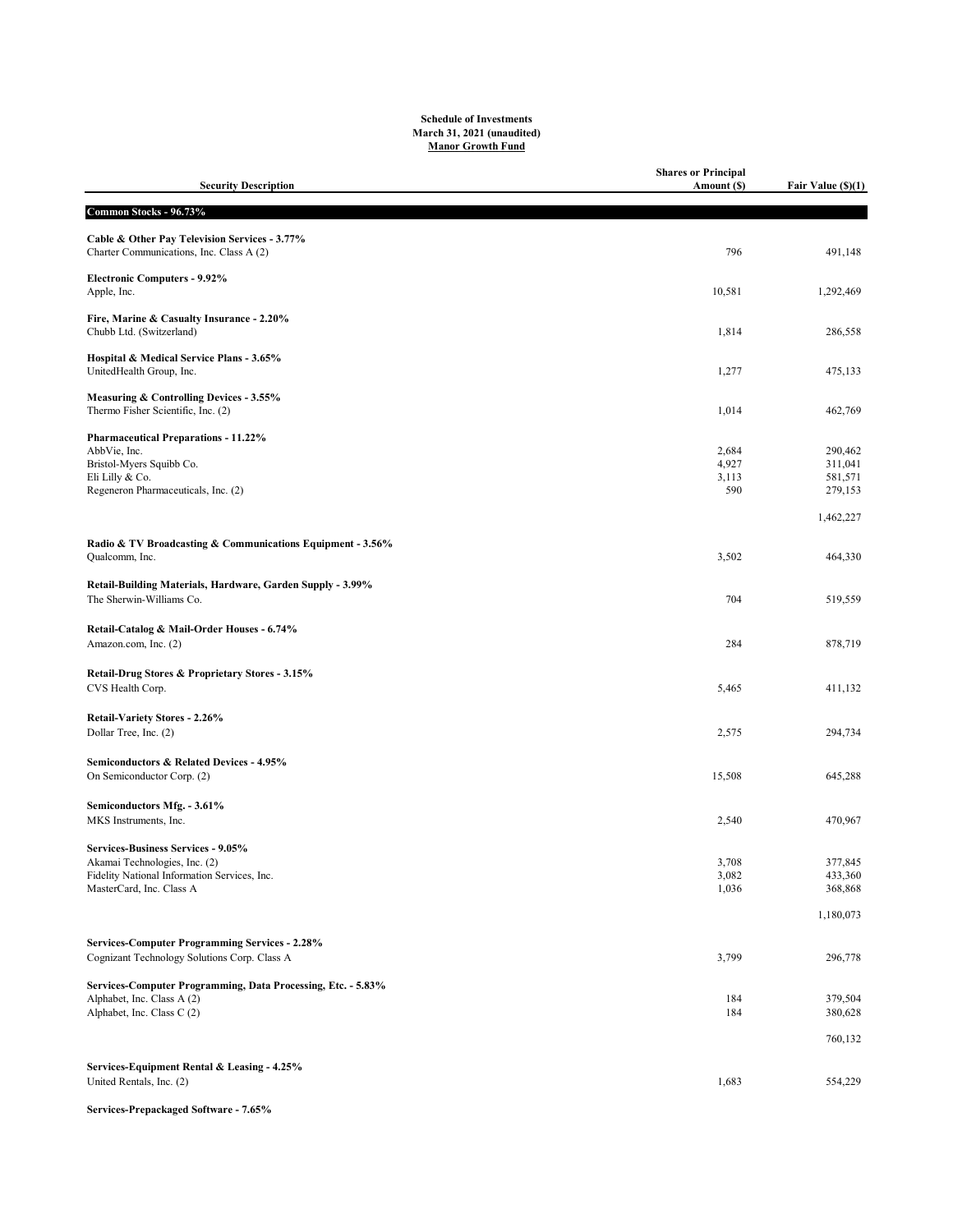**Schedule of Investments**
**March 31, 2021 (unaudited)**
**Manor Growth Fund**

| Security Description | Shares or Principal Amount ($) | Fair Value ($)(1) |
|---|---|---|
| **Common Stocks - 96.73%** | | |
| **Cable & Other Pay Television Services - 3.77%** | | |
| Charter Communications, Inc. Class A (2) | 796 | 491,148 |
| **Electronic Computers - 9.92%** | | |
| Apple, Inc. | 10,581 | 1,292,469 |
| **Fire, Marine & Casualty Insurance - 2.20%** | | |
| Chubb Ltd. (Switzerland) | 1,814 | 286,558 |
| **Hospital & Medical Service Plans - 3.65%** | | |
| UnitedHealth Group, Inc. | 1,277 | 475,133 |
| **Measuring & Controlling Devices - 3.55%** | | |
| Thermo Fisher Scientific, Inc. (2) | 1,014 | 462,769 |
| **Pharmaceutical Preparations - 11.22%** | | |
| AbbVie, Inc. | 2,684 | 290,462 |
| Bristol-Myers Squibb Co. | 4,927 | 311,041 |
| Eli Lilly & Co. | 3,113 | 581,571 |
| Regeneron Pharmaceuticals, Inc. (2) | 590 | 279,153 |
| | | 1,462,227 |
| **Radio & TV Broadcasting & Communications Equipment - 3.56%** | | |
| Qualcomm, Inc. | 3,502 | 464,330 |
| **Retail-Building Materials, Hardware, Garden Supply - 3.99%** | | |
| The Sherwin-Williams Co. | 704 | 519,559 |
| **Retail-Catalog & Mail-Order Houses - 6.74%** | | |
| Amazon.com, Inc. (2) | 284 | 878,719 |
| **Retail-Drug Stores & Proprietary Stores - 3.15%** | | |
| CVS Health Corp. | 5,465 | 411,132 |
| **Retail-Variety Stores - 2.26%** | | |
| Dollar Tree, Inc. (2) | 2,575 | 294,734 |
| **Semiconductors & Related Devices - 4.95%** | | |
| On Semiconductor Corp. (2) | 15,508 | 645,288 |
| **Semiconductors Mfg. - 3.61%** | | |
| MKS Instruments, Inc. | 2,540 | 470,967 |
| **Services-Business Services - 9.05%** | | |
| Akamai Technologies, Inc. (2) | 3,708 | 377,845 |
| Fidelity National Information Services, Inc. | 3,082 | 433,360 |
| MasterCard, Inc. Class A | 1,036 | 368,868 |
| | | 1,180,073 |
| **Services-Computer Programming Services - 2.28%** | | |
| Cognizant Technology Solutions Corp. Class A | 3,799 | 296,778 |
| **Services-Computer Programming, Data Processing, Etc. - 5.83%** | | |
| Alphabet, Inc. Class A (2) | 184 | 379,504 |
| Alphabet, Inc. Class C (2) | 184 | 380,628 |
| | | 760,132 |
| **Services-Equipment Rental & Leasing - 4.25%** | | |
| United Rentals, Inc. (2) | 1,683 | 554,229 |
| **Services-Prepackaged Software - 7.65%** | | |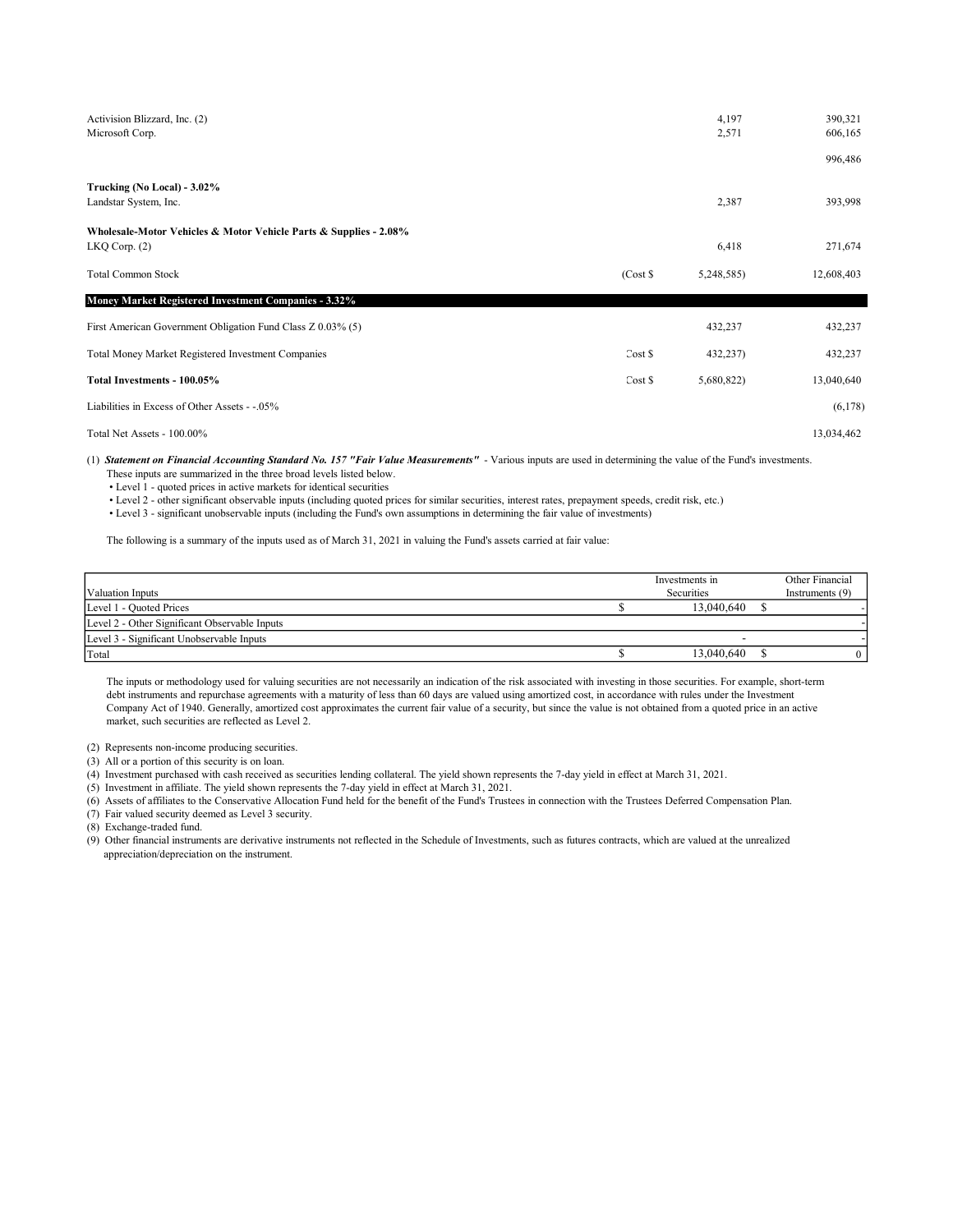| | | | |
|---|---|---|---|
| Activision Blizzard, Inc. (2) | | 4,197 | 390,321 |
| Microsoft Corp. | | 2,571 | 606,165 |
| | | | 996,486 |
| **Trucking (No Local) - 3.02%** | | | |
| Landstar System, Inc. | | 2,387 | 393,998 |
| **Wholesale-Motor Vehicles & Motor Vehicle Parts & Supplies - 2.08%** | | | |
| LKQ Corp. (2) | | 6,418 | 271,674 |
| Total Common Stock | (Cost $ | 5,248,585) | 12,608,403 |
| **Money Market Registered Investment Companies - 3.32%** | | | |
| First American Government Obligation Fund Class Z 0.03% (5) | | 432,237 | 432,237 |
| Total Money Market Registered Investment Companies | Cost $ | 432,237) | 432,237 |
| **Total Investments - 100.05%** | Cost $ | 5,680,822) | 13,040,640 |
| Liabilities in Excess of Other Assets - -.05% | | | (6,178) |
| Total Net Assets - 100.00% | | | 13,034,462 |

(1) ***Statement on Financial Accounting Standard No. 157 "Fair Value Measurements"*** - Various inputs are used in determining the value of the Fund's investments. These inputs are summarized in the three broad levels listed below.

- Level 1 - quoted prices in active markets for identical securities
- Level 2 - other significant observable inputs (including quoted prices for similar securities, interest rates, prepayment speeds, credit risk, etc.)
- Level 3 - significant unobservable inputs (including the Fund's own assumptions in determining the fair value of investments)

The following is a summary of the inputs used as of March 31, 2021 in valuing the Fund's assets carried at fair value:

| Valuation Inputs | Investments in Securities | Other Financial Instruments (9) |
|---|---|---|
| Level 1 - Quoted Prices | $ 13,040,640 | $ - |
| Level 2 - Other Significant Observable Inputs | | - |
| Level 3 - Significant Unobservable Inputs | - | - |
| Total | $ 13,040,640 | $ 0 |

The inputs or methodology used for valuing securities are not necessarily an indication of the risk associated with investing in those securities. For example, short-term debt instruments and repurchase agreements with a maturity of less than 60 days are valued using amortized cost, in accordance with rules under the Investment Company Act of 1940. Generally, amortized cost approximates the current fair value of a security, but since the value is not obtained from a quoted price in an active market, such securities are reflected as Level 2.

(2) Represents non-income producing securities.
(3) All or a portion of this security is on loan.
(4) Investment purchased with cash received as securities lending collateral. The yield shown represents the 7-day yield in effect at March 31, 2021.
(5) Investment in affiliate. The yield shown represents the 7-day yield in effect at March 31, 2021.
(6) Assets of affiliates to the Conservative Allocation Fund held for the benefit of the Fund's Trustees in connection with the Trustees Deferred Compensation Plan.
(7) Fair valued security deemed as Level 3 security.
(8) Exchange-traded fund.
(9) Other financial instruments are derivative instruments not reflected in the Schedule of Investments, such as futures contracts, which are valued at the unrealized appreciation/depreciation on the instrument.